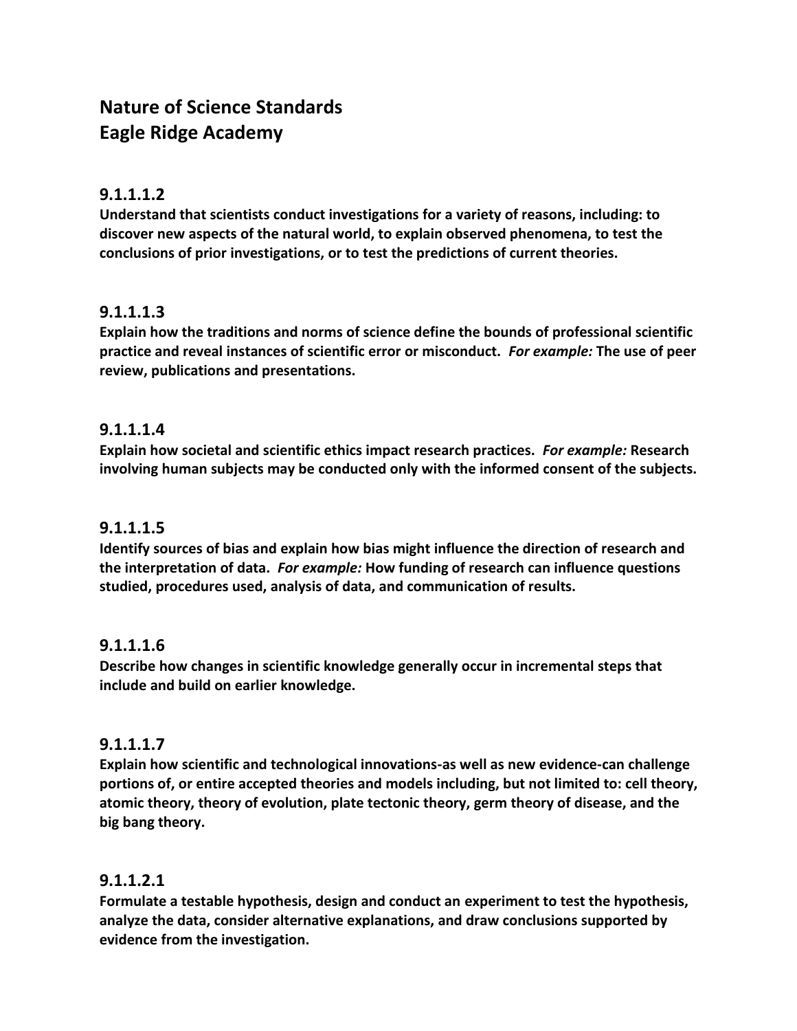# Nature of Science Standards
# Eagle Ridge Academy

### 9.1.1.1.2

**Understand that scientists conduct investigations for a variety of reasons, including: to discover new aspects of the natural world, to explain observed phenomena, to test the conclusions of prior investigations, or to test the predictions of current theories.**

### 9.1.1.1.3

**Explain how the traditions and norms of science define the bounds of professional scientific practice and reveal instances of scientific error or misconduct.** ***For example:*** **The use of peer review, publications and presentations.**

### 9.1.1.1.4

**Explain how societal and scientific ethics impact research practices.** ***For example:*** **Research involving human subjects may be conducted only with the informed consent of the subjects.**

### 9.1.1.1.5

**Identify sources of bias and explain how bias might influence the direction of research and the interpretation of data.** ***For example:*** **How funding of research can influence questions studied, procedures used, analysis of data, and communication of results.**

### 9.1.1.1.6

**Describe how changes in scientific knowledge generally occur in incremental steps that include and build on earlier knowledge.**

### 9.1.1.1.7

**Explain how scientific and technological innovations-as well as new evidence-can challenge portions of, or entire accepted theories and models including, but not limited to: cell theory, atomic theory, theory of evolution, plate tectonic theory, germ theory of disease, and the big bang theory.**

### 9.1.1.2.1

**Formulate a testable hypothesis, design and conduct an experiment to test the hypothesis, analyze the data, consider alternative explanations, and draw conclusions supported by evidence from the investigation.**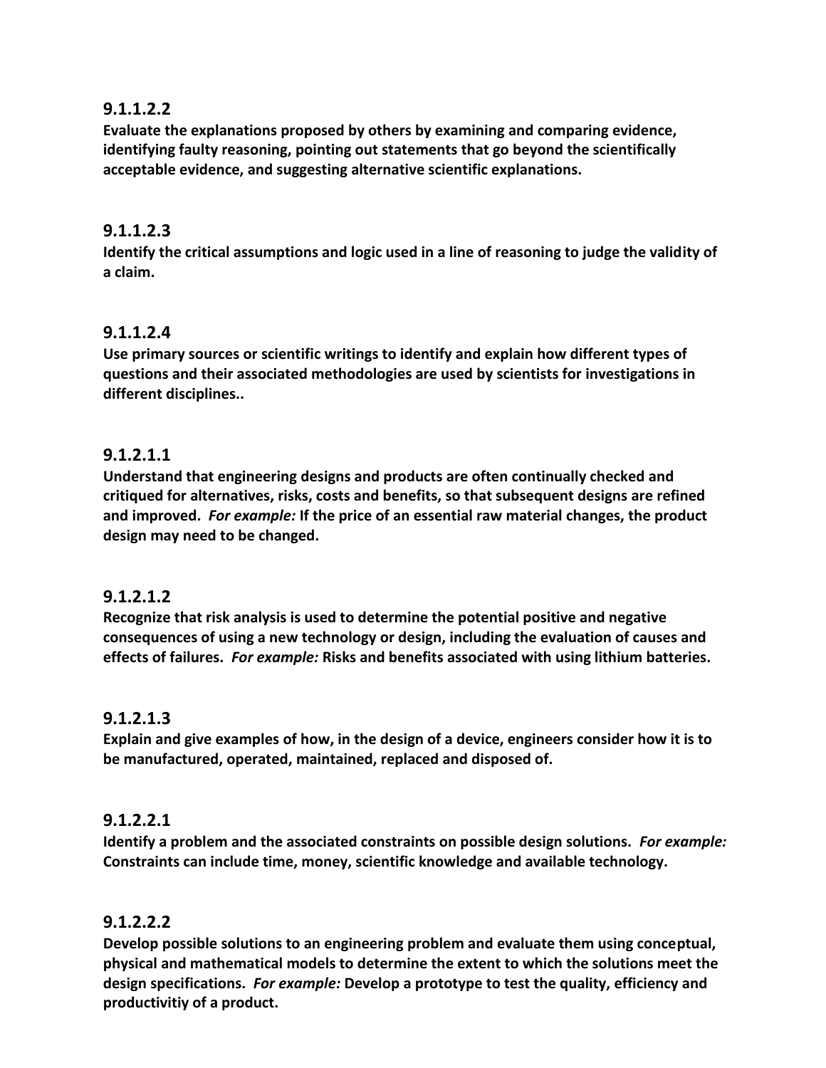### 9.1.1.2.2

**Evaluate the explanations proposed by others by examining and comparing evidence, identifying faulty reasoning, pointing out statements that go beyond the scientifically acceptable evidence, and suggesting alternative scientific explanations.**

### 9.1.1.2.3

**Identify the critical assumptions and logic used in a line of reasoning to judge the validity of a claim.**

### 9.1.1.2.4

**Use primary sources or scientific writings to identify and explain how different types of questions and their associated methodologies are used by scientists for investigations in different disciplines..**

### 9.1.2.1.1

**Understand that engineering designs and products are often continually checked and critiqued for alternatives, risks, costs and benefits, so that subsequent designs are refined and improved.** ***For example:*** **If the price of an essential raw material changes, the product design may need to be changed.**

### 9.1.2.1.2

**Recognize that risk analysis is used to determine the potential positive and negative consequences of using a new technology or design, including the evaluation of causes and effects of failures.** ***For example:*** **Risks and benefits associated with using lithium batteries.**

### 9.1.2.1.3

**Explain and give examples of how, in the design of a device, engineers consider how it is to be manufactured, operated, maintained, replaced and disposed of.**

### 9.1.2.2.1

**Identify a problem and the associated constraints on possible design solutions.** ***For example:*** **Constraints can include time, money, scientific knowledge and available technology.**

### 9.1.2.2.2

**Develop possible solutions to an engineering problem and evaluate them using conceptual, physical and mathematical models to determine the extent to which the solutions meet the design specifications.** ***For example:*** **Develop a prototype to test the quality, efficiency and productivitiy of a product.**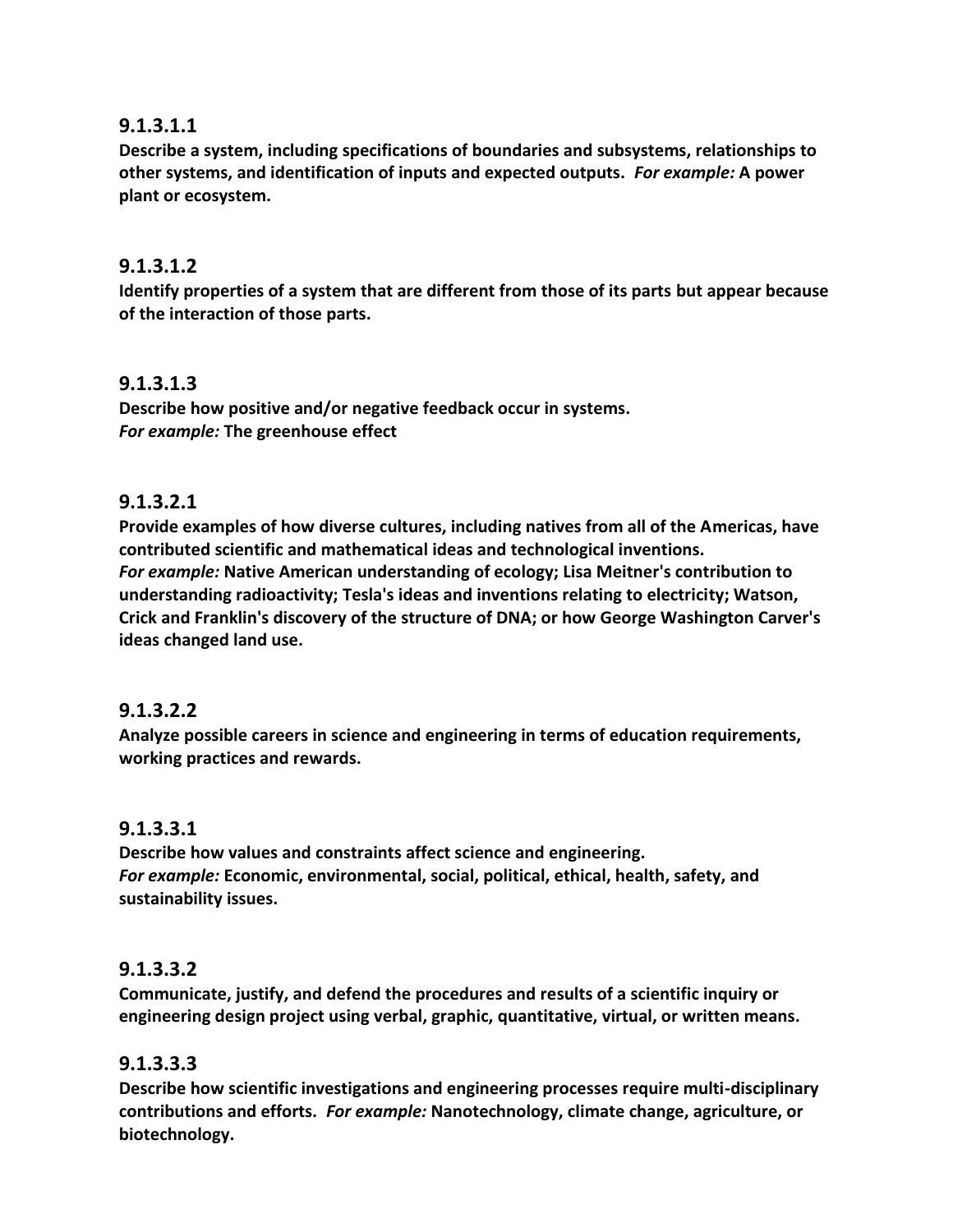### 9.1.3.1.1

**Describe a system, including specifications of boundaries and subsystems, relationships to other systems, and identification of inputs and expected outputs.** ***For example:*** **A power plant or ecosystem.**

### 9.1.3.1.2

**Identify properties of a system that are different from those of its parts but appear because of the interaction of those parts.**

### 9.1.3.1.3

**Describe how positive and/or negative feedback occur in systems.**
***For example:*** **The greenhouse effect**

### 9.1.3.2.1

**Provide examples of how diverse cultures, including natives from all of the Americas, have contributed scientific and mathematical ideas and technological inventions.**
***For example:*** **Native American understanding of ecology; Lisa Meitner's contribution to understanding radioactivity; Tesla's ideas and inventions relating to electricity; Watson, Crick and Franklin's discovery of the structure of DNA; or how George Washington Carver's ideas changed land use.**

### 9.1.3.2.2

**Analyze possible careers in science and engineering in terms of education requirements, working practices and rewards.**

### 9.1.3.3.1

**Describe how values and constraints affect science and engineering.**
***For example:*** **Economic, environmental, social, political, ethical, health, safety, and sustainability issues.**

### 9.1.3.3.2

**Communicate, justify, and defend the procedures and results of a scientific inquiry or engineering design project using verbal, graphic, quantitative, virtual, or written means.**

### 9.1.3.3.3

**Describe how scientific investigations and engineering processes require multi-disciplinary contributions and efforts.** ***For example:*** **Nanotechnology, climate change, agriculture, or biotechnology.**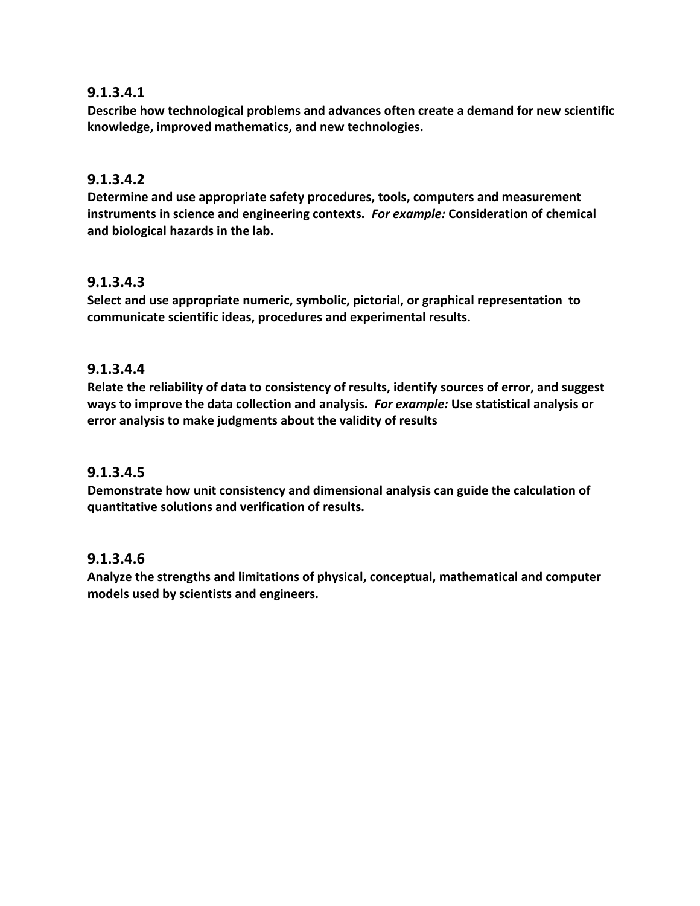### 9.1.3.4.1

**Describe how technological problems and advances often create a demand for new scientific knowledge, improved mathematics, and new technologies.**

### 9.1.3.4.2

**Determine and use appropriate safety procedures, tools, computers and measurement instruments in science and engineering contexts.** ***For example:*** **Consideration of chemical and biological hazards in the lab.**

### 9.1.3.4.3

**Select and use appropriate numeric, symbolic, pictorial, or graphical representation to communicate scientific ideas, procedures and experimental results.**

### 9.1.3.4.4

**Relate the reliability of data to consistency of results, identify sources of error, and suggest ways to improve the data collection and analysis.** ***For example:*** **Use statistical analysis or error analysis to make judgments about the validity of results**

### 9.1.3.4.5

**Demonstrate how unit consistency and dimensional analysis can guide the calculation of quantitative solutions and verification of results.**

### 9.1.3.4.6

**Analyze the strengths and limitations of physical, conceptual, mathematical and computer models used by scientists and engineers.**